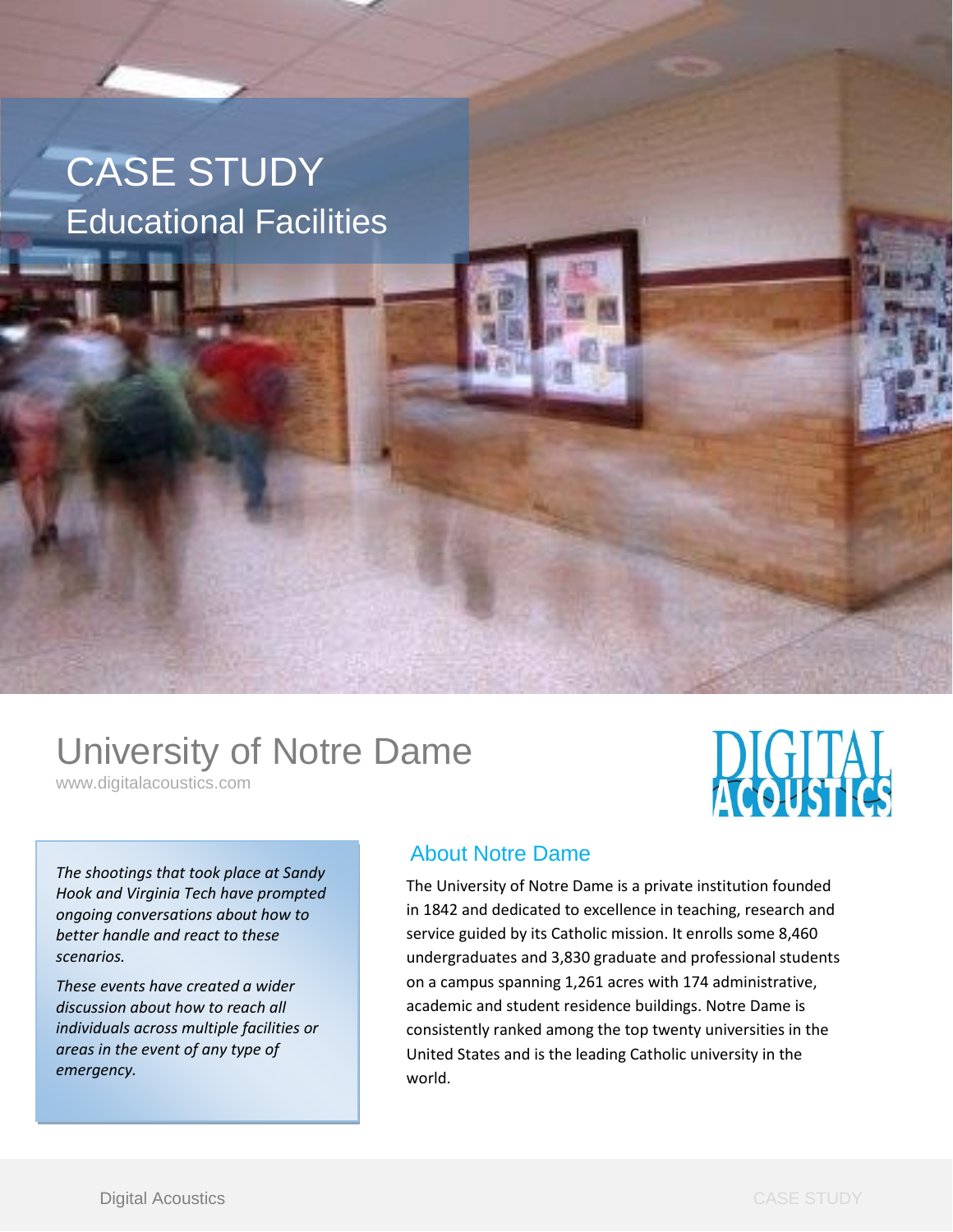# CASE STUDY

## Educational Facilities

# University of Notre Dame

www.digitalacoustics.com

DIGITAL ACOUSTICS

*The shootings that took place at Sandy Hook and Virginia Tech have prompted ongoing conversations about how to better handle and react to these scenarios.*

*These events have created a wider discussion about how to reach all individuals across multiple facilities or areas in the event of any type of emergency.*

## About Notre Dame

The University of Notre Dame is a private institution founded in 1842 and dedicated to excellence in teaching, research and service guided by its Catholic mission. It enrolls some 8,460 undergraduates and 3,830 graduate and professional students on a campus spanning 1,261 acres with 174 administrative, academic and student residence buildings. Notre Dame is consistently ranked among the top twenty universities in the United States and is the leading Catholic university in the world.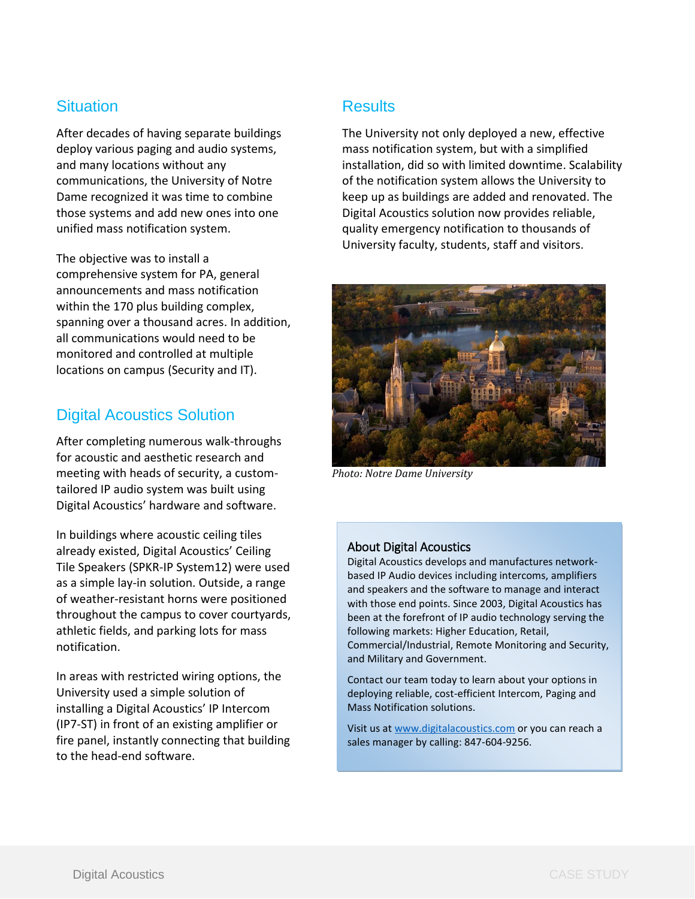## Situation

After decades of having separate buildings deploy various paging and audio systems, and many locations without any communications, the University of Notre Dame recognized it was time to combine those systems and add new ones into one unified mass notification system.

The objective was to install a comprehensive system for PA, general announcements and mass notification within the 170 plus building complex, spanning over a thousand acres. In addition, all communications would need to be monitored and controlled at multiple locations on campus (Security and IT).

## Digital Acoustics Solution

After completing numerous walk-throughs for acoustic and aesthetic research and meeting with heads of security, a custom-tailored IP audio system was built using Digital Acoustics' hardware and software.

In buildings where acoustic ceiling tiles already existed, Digital Acoustics' Ceiling Tile Speakers (SPKR-IP System12) were used as a simple lay-in solution. Outside, a range of weather-resistant horns were positioned throughout the campus to cover courtyards, athletic fields, and parking lots for mass notification.

In areas with restricted wiring options, the University used a simple solution of installing a Digital Acoustics' IP Intercom (IP7-ST) in front of an existing amplifier or fire panel, instantly connecting that building to the head-end software.

## Results

The University not only deployed a new, effective mass notification system, but with a simplified installation, did so with limited downtime. Scalability of the notification system allows the University to keep up as buildings are added and renovated. The Digital Acoustics solution now provides reliable, quality emergency notification to thousands of University faculty, students, staff and visitors.

*Photo: Notre Dame University*

### About Digital Acoustics

Digital Acoustics develops and manufactures network-based IP Audio devices including intercoms, amplifiers and speakers and the software to manage and interact with those end points. Since 2003, Digital Acoustics has been at the forefront of IP audio technology serving the following markets: Higher Education, Retail, Commercial/Industrial, Remote Monitoring and Security, and Military and Government.

Contact our team today to learn about your options in deploying reliable, cost-efficient Intercom, Paging and Mass Notification solutions.

Visit us at www.digitalacoustics.com or you can reach a sales manager by calling: 847-604-9256.